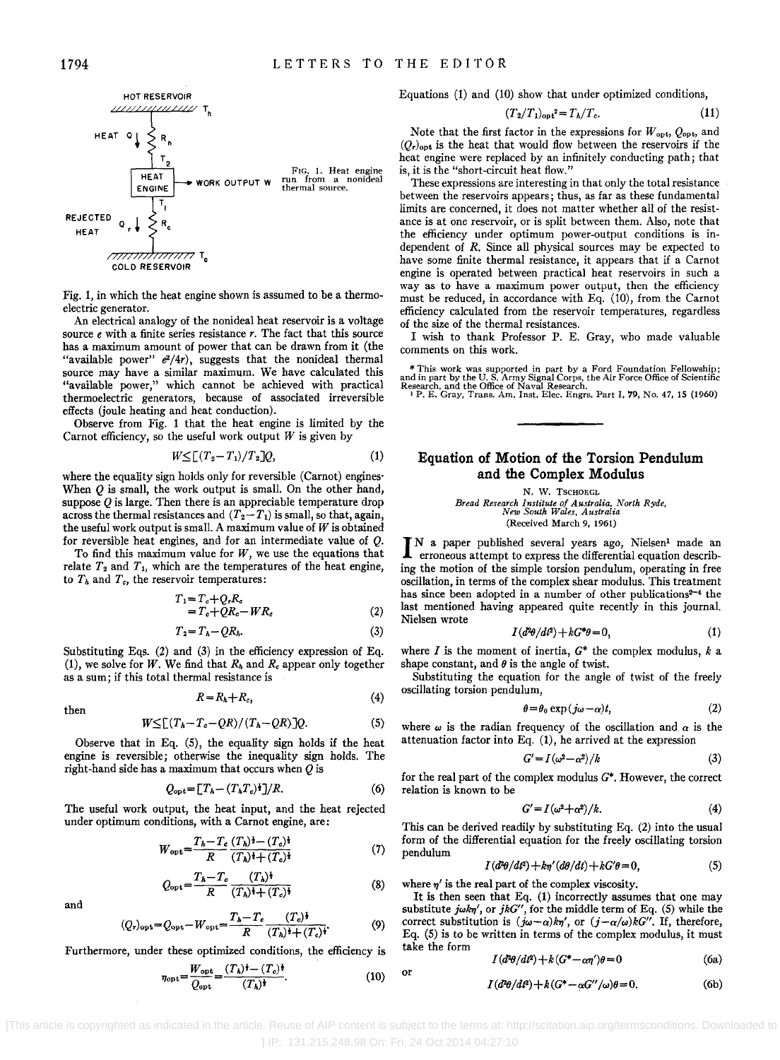Fig. 1. Heat engine run from a nonideal thermal source.

Fig. 1, in which the heat engine shown is assumed to be a thermoelectric generator.

An electrical analogy of the nonideal heat reservoir is a voltage source $e$ with a finite series resistance $r$. The fact that this source has a maximum amount of power that can be drawn from it (the "available power" $e^2/4r$), suggests that the nonideal thermal source may have a similar maximum. We have calculated this "available power," which cannot be achieved with practical thermoelectric generators, because of associated irreversible effects (joule heating and heat conduction).

Observe from Fig. 1 that the heat engine is limited by the Carnot efficiency, so the useful work output $W$ is given by

$$W \leq [(T_2 - T_1)/T_2]Q, \tag{1}$$

where the equality sign holds only for reversible (Carnot) engines. When $Q$ is small, the work output is small. On the other hand, suppose $Q$ is large. Then there is an appreciable temperature drop across the thermal resistances and $(T_2 - T_1)$ is small, so that, again, the useful work output is small. A maximum value of $W$ is obtained for reversible heat engines, and for an intermediate value of $Q$.

To find this maximum value for $W$, we use the equations that relate $T_2$ and $T_1$, which are the temperatures of the heat engine, to $T_h$ and $T_c$, the reservoir temperatures:

$$T_1 = T_c + Q_r R_c$$
$$= T_c + QR_c - WR_c \tag{2}$$

$$T_2 = T_h - QR_h. \tag{3}$$

Substituting Eqs. (2) and (3) in the efficiency expression of Eq. (1), we solve for $W$. We find that $R_h$ and $R_c$ appear only together as a sum; if this total thermal resistance is

$$R = R_h + R_c, \tag{4}$$

then

$$W \leq [(T_h - T_c - QR)/(T_h - QR)]Q. \tag{5}$$

Observe that in Eq. (5), the equality sign holds if the heat engine is reversible; otherwise the inequality sign holds. The right-hand side has a maximum that occurs when $Q$ is

$$Q_{\text{opt}} = [T_h - (T_h T_c)^{\frac{1}{2}}]/R. \tag{6}$$

The useful work output, the heat input, and the heat rejected under optimum conditions, with a Carnot engine, are:

$$W_{\text{opt}} = \frac{T_h - T_c}{R} \frac{(T_h)^{\frac{1}{2}} - (T_c)^{\frac{1}{2}}}{(T_h)^{\frac{1}{2}} + (T_c)^{\frac{1}{2}}} \tag{7}$$

$$Q_{\text{opt}} = \frac{T_h - T_c}{R} \frac{(T_h)^{\frac{1}{2}}}{(T_h)^{\frac{1}{2}} + (T_c)^{\frac{1}{2}}} \tag{8}$$

and

$$(Q_r)_{\text{opt}} = Q_{\text{opt}} - W_{\text{opt}} = \frac{T_h - T_c}{R} \frac{(T_c)^{\frac{1}{2}}}{(T_h)^{\frac{1}{2}} + (T_c)^{\frac{1}{2}}}. \tag{9}$$

Furthermore, under these optimized conditions, the efficiency is

$$\eta_{\text{opt}} = \frac{W_{\text{opt}}}{Q_{\text{opt}}} = \frac{(T_h)^{\frac{1}{2}} - (T_c)^{\frac{1}{2}}}{(T_h)^{\frac{1}{2}}}. \tag{10}$$

Equations (1) and (10) show that under optimized conditions,

$$(T_2/T_1)_{\text{opt}}^2 = T_h/T_c. \tag{11}$$

Note that the first factor in the expressions for $W_{\text{opt}}$, $Q_{\text{opt}}$, and $(Q_r)_{\text{opt}}$ is the heat that would flow between the reservoirs if the heat engine were replaced by an infinitely conducting path; that is, it is the "short-circuit heat flow."

These expressions are interesting in that only the total resistance between the reservoirs appears; thus, as far as these fundamental limits are concerned, it does not matter whether all of the resistance is at one reservoir, or is split between them. Also, note that the efficiency under optimum power-output conditions is independent of $R$. Since all physical sources may be expected to have some finite thermal resistance, it appears that if a Carnot engine is operated between practical heat reservoirs in such a way as to have a maximum power output, then the efficiency must be reduced, in accordance with Eq. (10), from the Carnot efficiency calculated from the reservoir temperatures, regardless of the size of the thermal resistances.

I wish to thank Professor P. E. Gray, who made valuable comments on this work.

* This work was supported in part by a Ford Foundation Fellowship; and in part by the U. S. Army Signal Corps, the Air Force Office of Scientific Research, and the Office of Naval Research.

[1] P. E. Gray, Trans. Am. Inst. Elec. Engrs. Part I, 79, No. 47, 15 (1960)

## Equation of Motion of the Torsion Pendulum and the Complex Modulus

N. W. Tschoegl

*Bread Research Institute of Australia, North Ryde, New South Wales, Australia*

(Received March 9, 1961)

In a paper published several years ago, Nielsen[1] made an erroneous attempt to express the differential equation describing the motion of the simple torsion pendulum, operating in free oscillation, in terms of the complex shear modulus. This treatment has since been adopted in a number of other publications[2-4] the last mentioned having appeared quite recently in this journal. Nielsen wrote

$$I(d^2\theta/dt^2) + kG^*\theta = 0, \tag{1}$$

where $I$ is the moment of inertia, $G^*$ the complex modulus, $k$ a shape constant, and $\theta$ is the angle of twist.

Substituting the equation for the angle of twist of the freely oscillating torsion pendulum,

$$\theta = \theta_0 \exp(j\omega - \alpha)t, \tag{2}$$

where $\omega$ is the radian frequency of the oscillation and $\alpha$ is the attenuation factor into Eq. (1), he arrived at the expression

$$G' = I(\omega^2 - \alpha^2)/k \tag{3}$$

for the real part of the complex modulus $G^*$. However, the correct relation is known to be

$$G' = I(\omega^2 + \alpha^2)/k. \tag{4}$$

This can be derived readily by substituting Eq. (2) into the usual form of the differential equation for the freely oscillating torsion pendulum

$$I(d^2\theta/dt^2) + k\eta'(d\theta/dt) + kG'\theta = 0, \tag{5}$$

where $\eta'$ is the real part of the complex viscosity.

It is then seen that Eq. (1) incorrectly assumes that one may substitute $j\omega k\eta'$, or $jkG''$, for the middle term of Eq. (5) while the correct substitution is $(j\omega - \alpha)k\eta'$, or $(j - \alpha/\omega)kG''$. If, therefore, Eq. (5) is to be written in terms of the complex modulus, it must take the form

$$I(d^2\theta/dt^2) + k(G^* - \alpha\eta')\theta = 0 \tag{6a}$$

or

$$I(d^2\theta/dt^2) + k(G^* - \alpha G''/\omega)\theta = 0. \tag{6b}$$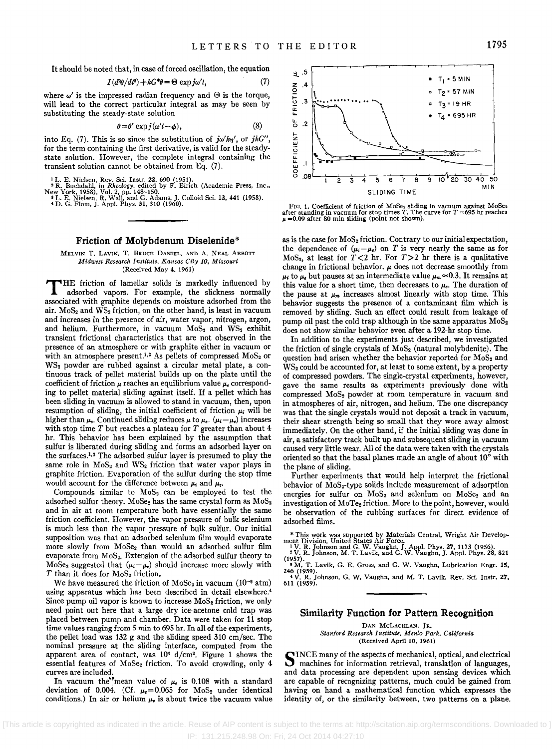It should be noted that, in case of forced oscillation, the equation

$$I(d^2\theta/dt^2)+kG^*\theta=\Theta \exp j\omega' t, \tag{7}$$

where $\omega'$ is the impressed radian frequency and $\Theta$ is the torque, will lead to the correct particular integral as may be seen by substituting the steady-state solution

$$\theta=\theta' \exp j(\omega' t-\phi), \tag{8}$$

into Eq. (7). This is so since the substitution of $j\omega' k\eta'$, or $jkG''$, for the term containing the first derivative, is valid for the steady-state solution. However, the complete integral containing the transient solution cannot be obtained from Eq. (7).

[1] L. E. Nielsen, Rev. Sci. Instr. 22, 690 (1951).
[2] R. Buchdahl, in *Rheology*, edited by F. Eirich (Academic Press, Inc., New York, 1958), Vol. 2, pp. 148–150.
[3] L. E. Nielsen, R. Wall, and G. Adams, J. Colloid Sci. 13, 441 (1958).
[4] D. G. Flom, J. Appl. Phys. 31, 310 (1960).

## Friction of Molybdenum Diselenide*

MELVIN T. LAVIK, T. BRUCE DANIEL, AND A. NEAL ABBOTT
*Midwest Research Institute, Kansas City 10, Missouri*
(Received May 4, 1961)

THE friction of lamellar solids is markedly influenced by adsorbed vapors. For example, the slickness normally associated with graphite depends on moisture adsorbed from the air. $MoS_2$ and $WS_2$ friction, on the other hand, is least in vacuum and increases in the presence of air, water vapor, nitrogen, argon, and helium. Furthermore, in vacuum $MoS_2$ and $WS_2$ exhibit transient frictional characteristics that are not observed in the presence of an atmosphere or with graphite either in vacuum or with an atmosphere present.[1,2] As pellets of compressed $MoS_2$ or $WS_2$ powder are rubbed against a circular metal plate, a continuous track of pellet material builds up on the plate until the coefficient of friction $\mu$ reaches an equilibrium value $\mu_e$ corresponding to pellet material sliding against itself. If a pellet which has been sliding in vacuum is allowed to stand in vacuum, then, upon resumption of sliding, the initial coefficient of friction $\mu_i$ will be higher than $\mu_e$. Continued sliding reduces $\mu$ to $\mu_e$. $(\mu_i-\mu_e)$ increases with stop time $T$ but reaches a plateau for $T$ greater than about 4 hr. This behavior has been explained by the assumption that sulfur is liberated during sliding and forms an adsorbed layer on the surfaces.[1,3] The adsorbed sulfur layer is presumed to play the same role in $MoS_2$ and $WS_2$ friction that water vapor plays in graphite friction. Evaporation of the sulfur during the stop time would account for the difference between $\mu_i$ and $\mu_e$.

Compounds similar to $MoS_2$ can be employed to test the adsorbed sulfur theory. $MoSe_2$ has the same crystal form as $MoS_2$ and in air at room temperature both have essentially the same friction coefficient. However, the vapor pressure of bulk selenium is much less than the vapor pressure of bulk sulfur. Our initial supposition was that an adsorbed selenium film would evaporate more slowly from $MoSe_2$ than would an adsorbed sulfur film evaporate from $MoS_2$. Extension of the adsorbed sulfur theory to $MoSe_2$ suggested that $(\mu_i-\mu_e)$ should increase more slowly with $T$ than it does for $MoS_2$ friction.

We have measured the friction of $MoSe_2$ in vacuum ($10^{-8}$ atm) using apparatus which has been described in detail elsewhere.[4] Since pump oil vapor is known to increase $MoS_2$ friction, we only need point out here that a large dry ice-acetone cold trap was placed between pump and chamber. Data were taken for 11 stop time values ranging from 5 min to 695 hr. In all of the experiments, the pellet load was 132 g and the sliding speed 310 cm/sec. The nominal pressure at the sliding interface, computed from the apparent area of contact, was $10^4$ d/cm$^2$. Figure 1 shows the essential features of $MoSe_2$ friction. To avoid crowding, only 4 curves are included.

In vacuum the mean value of $\mu_e$ is 0.108 with a standard deviation of 0.004. (Cf. $\mu_e=0.065$ for $MoS_2$ under identical conditions.) In air or helium $\mu_e$ is about twice the vacuum value as is the case for $MoS_2$ friction. Contrary to our initial expectation, the dependence of $(\mu_i-\mu_e)$ on $T$ is very nearly the same as for $MoS_2$, at least for $T<2$ hr. For $T>2$ hr there is a qualitative change in frictional behavior. $\mu$ does not decrease smoothly from $\mu_i$ to $\mu_e$ but pauses at an intermediate value $\mu_m\approx 0.3$. It remains at this value for a short time, then decreases to $\mu_e$. The duration of the pause at $\mu_m$ increases almost linearly with stop time. This behavior suggests the presence of a contaminant film which is removed by sliding. Such an effect could result from leakage of pump oil past the cold trap although in the same apparatus $MoS_2$ does not show similar behavior even after a 192-hr stop time.

COEFFICIENT OF FRICTION $\mu$
.5
.4
.3
.2
.1
.08
1 2 3 4 5 6 7 8 9 10 20 30 40 50
SLIDING TIME
MIN
$T_1$ = 5 MIN
$T_2$ = 57 MIN
$T_3$ = 19 HR
$T_4$ = 695 HR

FIG. 1. Coefficient of friction of $MoSe_2$ sliding in vacuum against $MoSe_2$ after standing in vacuum for stop times $T$. The curve for $T$ = 695 hr reaches $\mu$ = 0.09 after 80 min sliding (point not shown).

In addition to the experiments just described, we investigated the friction of single crystals of $MoS_2$ (natural molybdenite). The question had arisen whether the behavior reported for $MoS_2$ and $WS_2$ could be accounted for, at least to some extent, by a property of compressed powders. The single-crystal experiments, however, gave the same results as experiments previously done with compressed $MoS_2$ powder at room temperature in vacuum and in atmospheres of air, nitrogen, and helium. The one discrepancy was that the single crystals would not deposit a track in vacuum, their shear strength being so small that they wore away almost immediately. On the other hand, if the initial sliding was done in air, a satisfactory track built up and subsequent sliding in vacuum caused very little wear. All of the data were taken with the crystals oriented so that the basal planes made an angle of about 10° with the plane of sliding.

Further experiments that would help interpret the frictional behavior of $MoS_2$-type solids include measurement of adsorption energies for sulfur on $MoS_2$ and selenium on $MoSe_2$ and an investigation of $MoTe_2$ friction. More to the point, however, would be observation of the rubbing surfaces for direct evidence of adsorbed films.

\* This work was supported by Materials Central, Wright Air Development Division, United States Air Force.
[1] V. R. Johnson and G. W. Vaughn, J. Appl. Phys. 27, 1173 (1956).
[2] V. R. Johnson, M. T. Lavik, and G. W. Vaughn, J. Appl. Phys. 28, 821 (1957).
[3] M. T. Lavik, G. E. Gross, and G. W. Vaughn, Lubrication Engr. 15, 246 (1959).
[4] V. R. Johnson, G. W. Vaughn, and M. T. Lavik, Rev. Sci. Instr. 27, 611 (1959).

## Similarity Function for Pattern Recognition

DAN MCLACHLAN, JR.
*Stanford Research Institute, Menlo Park, California*
(Received April 10, 1961)

SINCE many of the aspects of mechanical, optical, and electrical machines for information retrieval, translation of languages, and data processing are dependent upon sensing devices which are capable of recognizing patterns, much could be gained from having on hand a mathematical function which expresses the identity of, or the similarity between, two patterns on a plane.